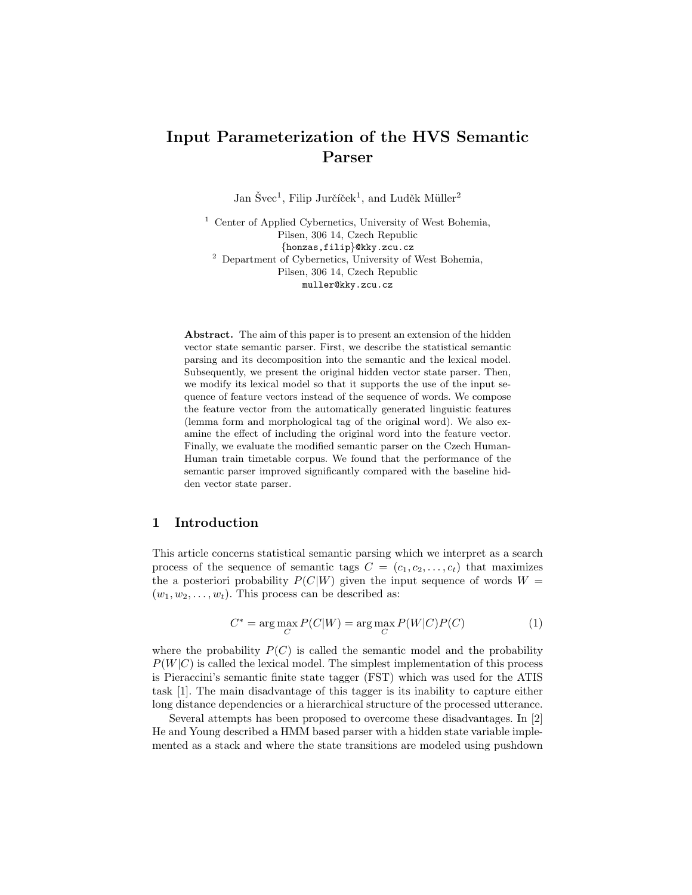# Input Parameterization of the HVS Semantic Parser

Jan Švec[1], Filip Jurčíček[1], and Luděk Müller[2]

[1] Center of Applied Cybernetics, University of West Bohemia, Pilsen, 306 14, Czech Republic
{honzas,filip}@kky.zcu.cz

[2] Department of Cybernetics, University of West Bohemia, Pilsen, 306 14, Czech Republic
muller@kky.zcu.cz

**Abstract.** The aim of this paper is to present an extension of the hidden vector state semantic parser. First, we describe the statistical semantic parsing and its decomposition into the semantic and the lexical model. Subsequently, we present the original hidden vector state parser. Then, we modify its lexical model so that it supports the use of the input sequence of feature vectors instead of the sequence of words. We compose the feature vector from the automatically generated linguistic features (lemma form and morphological tag of the original word). We also examine the effect of including the original word into the feature vector. Finally, we evaluate the modified semantic parser on the Czech Human-Human train timetable corpus. We found that the performance of the semantic parser improved significantly compared with the baseline hidden vector state parser.

## 1 Introduction

This article concerns statistical semantic parsing which we interpret as a search process of the sequence of semantic tags $C = (c_1, c_2, \ldots, c_t)$ that maximizes the a posteriori probability $P(C|W)$ given the input sequence of words $W = (w_1, w_2, \ldots, w_t)$. This process can be described as:

$$C^* = \arg\max_C P(C|W) = \arg\max_C P(W|C)P(C) \tag{1}$$

where the probability $P(C)$ is called the semantic model and the probability $P(W|C)$ is called the lexical model. The simplest implementation of this process is Pieraccini's semantic finite state tagger (FST) which was used for the ATIS task [1]. The main disadvantage of this tagger is its inability to capture either long distance dependencies or a hierarchical structure of the processed utterance.

Several attempts has been proposed to overcome these disadvantages. In [2] He and Young described a HMM based parser with a hidden state variable implemented as a stack and where the state transitions are modeled using pushdown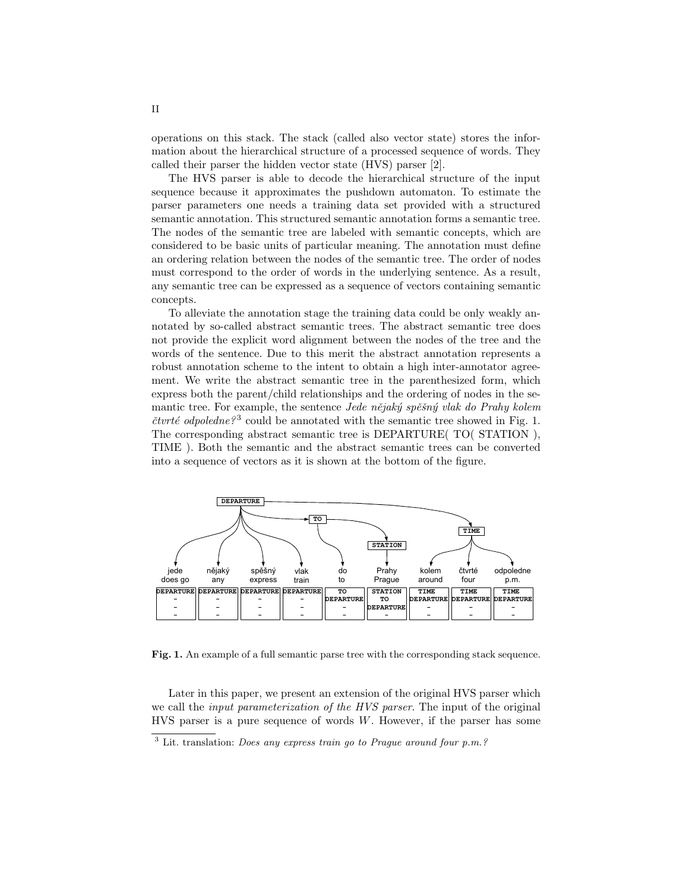operations on this stack. The stack (called also vector state) stores the information about the hierarchical structure of a processed sequence of words. They called their parser the hidden vector state (HVS) parser [2].

The HVS parser is able to decode the hierarchical structure of the input sequence because it approximates the pushdown automaton. To estimate the parser parameters one needs a training data set provided with a structured semantic annotation. This structured semantic annotation forms a semantic tree. The nodes of the semantic tree are labeled with semantic concepts, which are considered to be basic units of particular meaning. The annotation must define an ordering relation between the nodes of the semantic tree. The order of nodes must correspond to the order of words in the underlying sentence. As a result, any semantic tree can be expressed as a sequence of vectors containing semantic concepts.

To alleviate the annotation stage the training data could be only weakly annotated by so-called abstract semantic trees. The abstract semantic tree does not provide the explicit word alignment between the nodes of the tree and the words of the sentence. Due to this merit the abstract annotation represents a robust annotation scheme to the intent to obtain a high inter-annotator agreement. We write the abstract semantic tree in the parenthesized form, which express both the parent/child relationships and the ordering of nodes in the semantic tree. For example, the sentence *Jede nějaký spěšný vlak do Prahy kolem čtvrté odpoledne?*[3] could be annotated with the semantic tree showed in Fig. 1. The corresponding abstract semantic tree is DEPARTURE( TO( STATION ), TIME ). Both the semantic and the abstract semantic trees can be converted into a sequence of vectors as it is shown at the bottom of the figure.

| jede<br>does go | nějaký<br>any | spěšný<br>express | vlak<br>train | do<br>to | Prahy<br>Prague | kolem<br>around | čtvrté<br>four | odpoledne<br>p.m. |
|---|---|---|---|---|---|---|---|---|
| DEPARTURE | DEPARTURE | DEPARTURE | DEPARTURE | TO | STATION | TIME | TIME | TIME |
| - | - | - | - | DEPARTURE | TO | DEPARTURE | DEPARTURE | DEPARTURE |
| - | - | - | - | - | DEPARTURE | - | - | - |
| - | - | - | - | - | - | - | - | - |

**Fig. 1.** An example of a full semantic parse tree with the corresponding stack sequence.

Later in this paper, we present an extension of the original HVS parser which we call the *input parameterization of the HVS parser*. The input of the original HVS parser is a pure sequence of words $W$. However, if the parser has some

[3] Lit. translation: *Does any express train go to Prague around four p.m.?*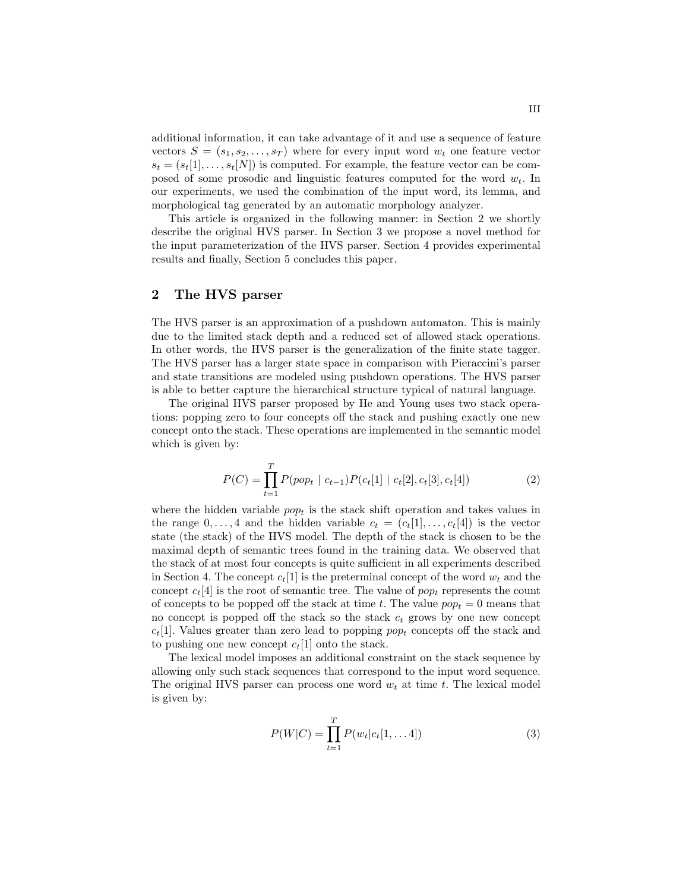additional information, it can take advantage of it and use a sequence of feature vectors $S = (s_1, s_2, \ldots, s_T)$ where for every input word $w_t$ one feature vector $s_t = (s_t[1], \ldots, s_t[N])$ is computed. For example, the feature vector can be composed of some prosodic and linguistic features computed for the word $w_t$. In our experiments, we used the combination of the input word, its lemma, and morphological tag generated by an automatic morphology analyzer.

This article is organized in the following manner: in Section 2 we shortly describe the original HVS parser. In Section 3 we propose a novel method for the input parameterization of the HVS parser. Section 4 provides experimental results and finally, Section 5 concludes this paper.

## 2 The HVS parser

The HVS parser is an approximation of a pushdown automaton. This is mainly due to the limited stack depth and a reduced set of allowed stack operations. In other words, the HVS parser is the generalization of the finite state tagger. The HVS parser has a larger state space in comparison with Pieraccini's parser and state transitions are modeled using pushdown operations. The HVS parser is able to better capture the hierarchical structure typical of natural language.

The original HVS parser proposed by He and Young uses two stack operations: popping zero to four concepts off the stack and pushing exactly one new concept onto the stack. These operations are implemented in the semantic model which is given by:

$$P(C) = \prod_{t=1}^{T} P(pop_t \mid c_{t-1}) P(c_t[1] \mid c_t[2], c_t[3], c_t[4]) \tag{2}$$

where the hidden variable $pop_t$ is the stack shift operation and takes values in the range $0, \ldots, 4$ and the hidden variable $c_t = (c_t[1], \ldots, c_t[4])$ is the vector state (the stack) of the HVS model. The depth of the stack is chosen to be the maximal depth of semantic trees found in the training data. We observed that the stack of at most four concepts is quite sufficient in all experiments described in Section 4. The concept $c_t[1]$ is the preterminal concept of the word $w_t$ and the concept $c_t[4]$ is the root of semantic tree. The value of $pop_t$ represents the count of concepts to be popped off the stack at time $t$. The value $pop_t = 0$ means that no concept is popped off the stack so the stack $c_t$ grows by one new concept $c_t[1]$. Values greater than zero lead to popping $pop_t$ concepts off the stack and to pushing one new concept $c_t[1]$ onto the stack.

The lexical model imposes an additional constraint on the stack sequence by allowing only such stack sequences that correspond to the input word sequence. The original HVS parser can process one word $w_t$ at time $t$. The lexical model is given by:

$$P(W|C) = \prod_{t=1}^{T} P(w_t | c_t[1, \ldots 4]) \tag{3}$$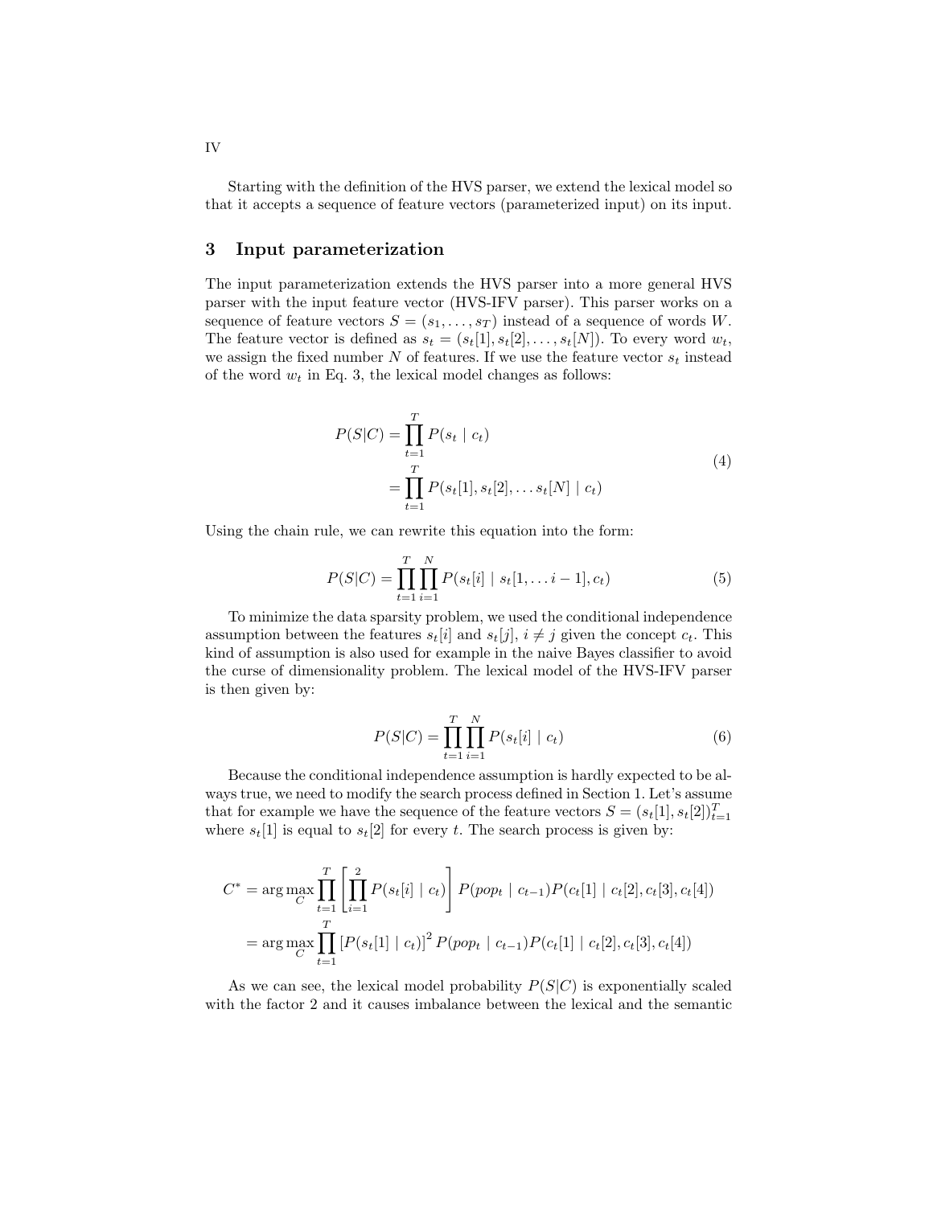Starting with the definition of the HVS parser, we extend the lexical model so that it accepts a sequence of feature vectors (parameterized input) on its input.

## 3 Input parameterization

The input parameterization extends the HVS parser into a more general HVS parser with the input feature vector (HVS-IFV parser). This parser works on a sequence of feature vectors $S = (s_1, \ldots, s_T)$ instead of a sequence of words $W$. The feature vector is defined as $s_t = (s_t[1], s_t[2], \ldots, s_t[N])$. To every word $w_t$, we assign the fixed number $N$ of features. If we use the feature vector $s_t$ instead of the word $w_t$ in Eq. 3, the lexical model changes as follows:

$$
\begin{aligned}
P(S|C) &= \prod_{t=1}^{T} P(s_t \mid c_t) \\
&= \prod_{t=1}^{T} P(s_t[1], s_t[2], \ldots s_t[N] \mid c_t)
\end{aligned}
\tag{4}
$$

Using the chain rule, we can rewrite this equation into the form:

$$
P(S|C) = \prod_{t=1}^{T} \prod_{i=1}^{N} P(s_t[i] \mid s_t[1, \ldots i-1], c_t) \tag{5}
$$

To minimize the data sparsity problem, we used the conditional independence assumption between the features $s_t[i]$ and $s_t[j]$, $i \neq j$ given the concept $c_t$. This kind of assumption is also used for example in the naive Bayes classifier to avoid the curse of dimensionality problem. The lexical model of the HVS-IFV parser is then given by:

$$
P(S|C) = \prod_{t=1}^{T} \prod_{i=1}^{N} P(s_t[i] \mid c_t) \tag{6}
$$

Because the conditional independence assumption is hardly expected to be always true, we need to modify the search process defined in Section 1. Let's assume that for example we have the sequence of the feature vectors $S = (s_t[1], s_t[2])_{t=1}^{T}$ where $s_t[1]$ is equal to $s_t[2]$ for every $t$. The search process is given by:

$$
\begin{aligned}
C^* &= \arg\max_C \prod_{t=1}^{T} \left[ \prod_{i=1}^{2} P(s_t[i] \mid c_t) \right] P(pop_t \mid c_{t-1}) P(c_t[1] \mid c_t[2], c_t[3], c_t[4]) \\
&= \arg\max_C \prod_{t=1}^{T} \left[ P(s_t[1] \mid c_t) \right]^2 P(pop_t \mid c_{t-1}) P(c_t[1] \mid c_t[2], c_t[3], c_t[4])
\end{aligned}
$$

As we can see, the lexical model probability $P(S|C)$ is exponentially scaled with the factor 2 and it causes imbalance between the lexical and the semantic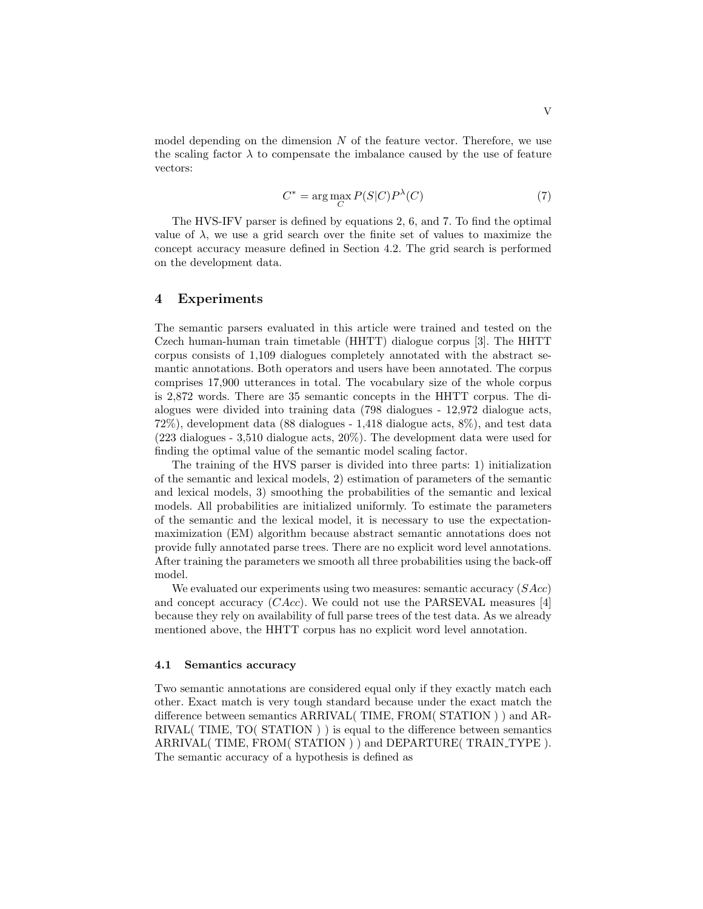model depending on the dimension $N$ of the feature vector. Therefore, we use the scaling factor $\lambda$ to compensate the imbalance caused by the use of feature vectors:

$$C^* = \arg\max_C P(S|C)P^{\lambda}(C) \tag{7}$$

The HVS-IFV parser is defined by equations 2, 6, and 7. To find the optimal value of $\lambda$, we use a grid search over the finite set of values to maximize the concept accuracy measure defined in Section 4.2. The grid search is performed on the development data.

## 4 Experiments

The semantic parsers evaluated in this article were trained and tested on the Czech human-human train timetable (HHTT) dialogue corpus [3]. The HHTT corpus consists of 1,109 dialogues completely annotated with the abstract semantic annotations. Both operators and users have been annotated. The corpus comprises 17,900 utterances in total. The vocabulary size of the whole corpus is 2,872 words. There are 35 semantic concepts in the HHTT corpus. The dialogues were divided into training data (798 dialogues - 12,972 dialogue acts, 72%), development data (88 dialogues - 1,418 dialogue acts, 8%), and test data (223 dialogues - 3,510 dialogue acts, 20%). The development data were used for finding the optimal value of the semantic model scaling factor.

The training of the HVS parser is divided into three parts: 1) initialization of the semantic and lexical models, 2) estimation of parameters of the semantic and lexical models, 3) smoothing the probabilities of the semantic and lexical models. All probabilities are initialized uniformly. To estimate the parameters of the semantic and the lexical model, it is necessary to use the expectation-maximization (EM) algorithm because abstract semantic annotations does not provide fully annotated parse trees. There are no explicit word level annotations. After training the parameters we smooth all three probabilities using the back-off model.

We evaluated our experiments using two measures: semantic accuracy ($SAcc$) and concept accuracy ($CAcc$). We could not use the PARSEVAL measures [4] because they rely on availability of full parse trees of the test data. As we already mentioned above, the HHTT corpus has no explicit word level annotation.

### 4.1 Semantics accuracy

Two semantic annotations are considered equal only if they exactly match each other. Exact match is very tough standard because under the exact match the difference between semantics ARRIVAL( TIME, FROM( STATION ) ) and ARRIVAL( TIME, TO( STATION ) ) is equal to the difference between semantics ARRIVAL( TIME, FROM( STATION ) ) and DEPARTURE( TRAIN_TYPE ). The semantic accuracy of a hypothesis is defined as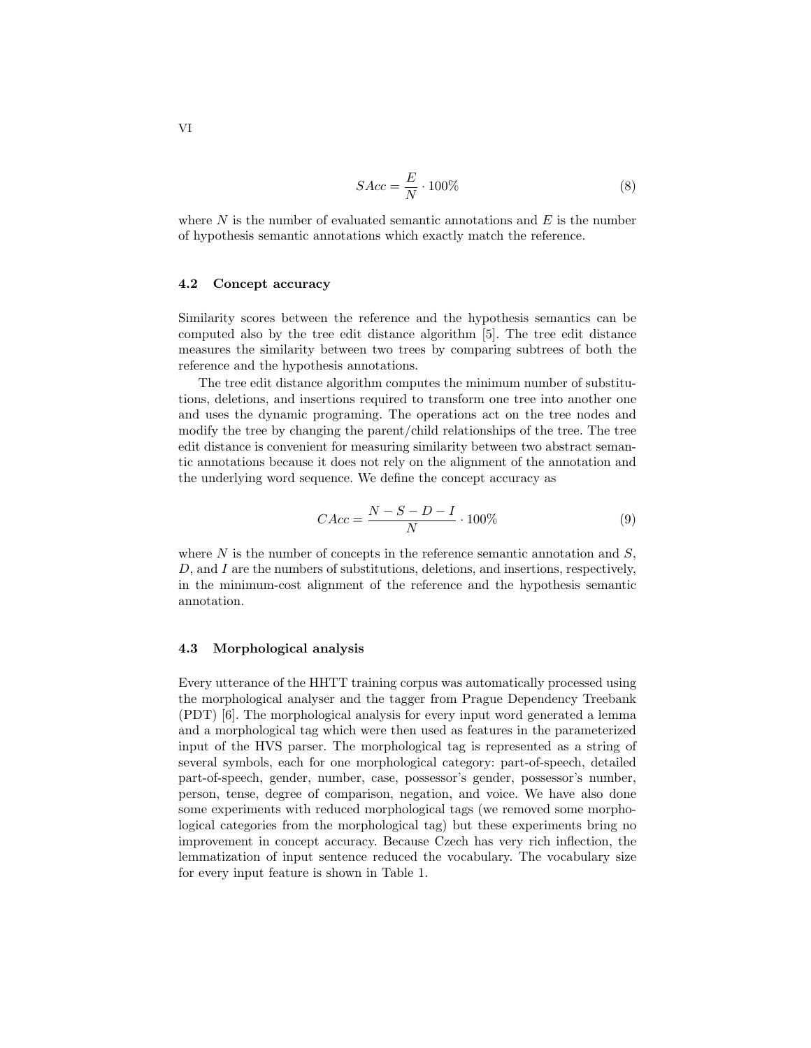$$SAcc = \frac{E}{N} \cdot 100\% \tag{8}$$

where $N$ is the number of evaluated semantic annotations and $E$ is the number of hypothesis semantic annotations which exactly match the reference.

### 4.2 Concept accuracy

Similarity scores between the reference and the hypothesis semantics can be computed also by the tree edit distance algorithm [5]. The tree edit distance measures the similarity between two trees by comparing subtrees of both the reference and the hypothesis annotations.

The tree edit distance algorithm computes the minimum number of substitutions, deletions, and insertions required to transform one tree into another one and uses the dynamic programing. The operations act on the tree nodes and modify the tree by changing the parent/child relationships of the tree. The tree edit distance is convenient for measuring similarity between two abstract semantic annotations because it does not rely on the alignment of the annotation and the underlying word sequence. We define the concept accuracy as

$$CAcc = \frac{N - S - D - I}{N} \cdot 100\% \tag{9}$$

where $N$ is the number of concepts in the reference semantic annotation and $S$, $D$, and $I$ are the numbers of substitutions, deletions, and insertions, respectively, in the minimum-cost alignment of the reference and the hypothesis semantic annotation.

### 4.3 Morphological analysis

Every utterance of the HHTT training corpus was automatically processed using the morphological analyser and the tagger from Prague Dependency Treebank (PDT) [6]. The morphological analysis for every input word generated a lemma and a morphological tag which were then used as features in the parameterized input of the HVS parser. The morphological tag is represented as a string of several symbols, each for one morphological category: part-of-speech, detailed part-of-speech, gender, number, case, possessor's gender, possessor's number, person, tense, degree of comparison, negation, and voice. We have also done some experiments with reduced morphological tags (we removed some morphological categories from the morphological tag) but these experiments bring no improvement in concept accuracy. Because Czech has very rich inflection, the lemmatization of input sentence reduced the vocabulary. The vocabulary size for every input feature is shown in Table 1.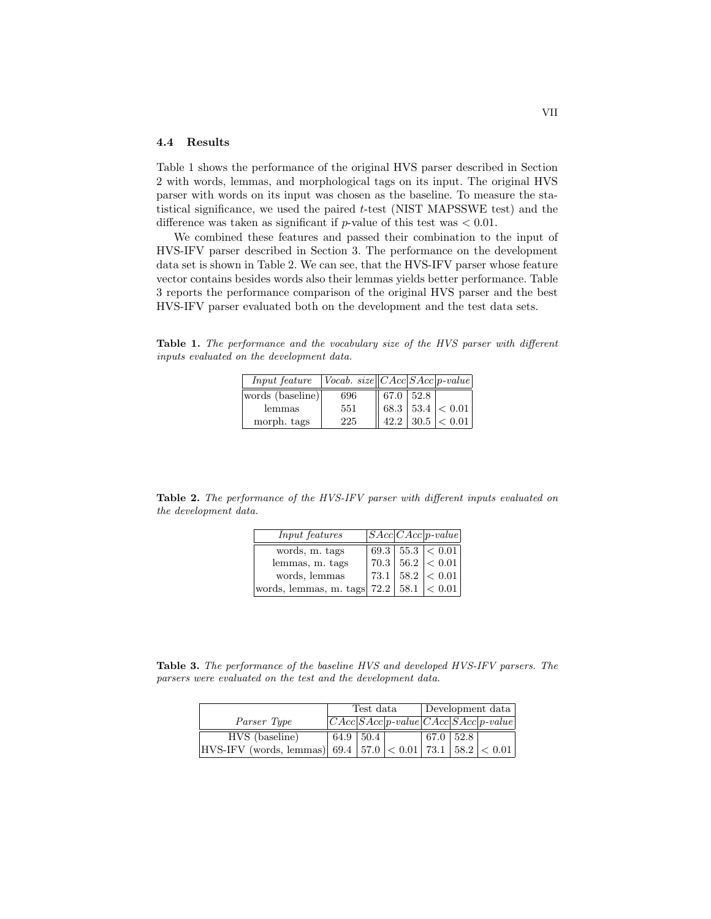### 4.4 Results

Table 1 shows the performance of the original HVS parser described in Section 2 with words, lemmas, and morphological tags on its input. The original HVS parser with words on its input was chosen as the baseline. To measure the statistical significance, we used the paired $t$-test (NIST MAPSSWE test) and the difference was taken as significant if $p$-value of this test was $< 0.01$.

We combined these features and passed their combination to the input of HVS-IFV parser described in Section 3. The performance on the development data set is shown in Table 2. We can see, that the HVS-IFV parser whose feature vector contains besides words also their lemmas yields better performance. Table 3 reports the performance comparison of the original HVS parser and the best HVS-IFV parser evaluated both on the development and the test data sets.

**Table 1.** *The performance and the vocabulary size of the HVS parser with different inputs evaluated on the development data.*

| *Input feature* | *Vocab. size* | *CAcc* | *SAcc* | *p-value* |
|---|---|---|---|---|
| words (baseline) | 696 | 67.0 | 52.8 | |
| lemmas | 551 | 68.3 | 53.4 | $< 0.01$ |
| morph. tags | 225 | 42.2 | 30.5 | $< 0.01$ |

**Table 2.** *The performance of the HVS-IFV parser with different inputs evaluated on the development data.*

| *Input features* | *SAcc* | *CAcc* | *p-value* |
|---|---|---|---|
| words, m. tags | 69.3 | 55.3 | $< 0.01$ |
| lemmas, m. tags | 70.3 | 56.2 | $< 0.01$ |
| words, lemmas | 73.1 | 58.2 | $< 0.01$ |
| words, lemmas, m. tags | 72.2 | 58.1 | $< 0.01$ |

**Table 3.** *The performance of the baseline HVS and developed HVS-IFV parsers. The parsers were evaluated on the test and the development data.*

| | Test data | | | Development data | | |
|---|---|---|---|---|---|---|
| *Parser Type* | *CAcc* | *SAcc* | *p-value* | *CAcc* | *SAcc* | *p-value* |
| HVS (baseline) | 64.9 | 50.4 | | 67.0 | 52.8 | |
| HVS-IFV (words, lemmas) | 69.4 | 57.0 | $< 0.01$ | 73.1 | 58.2 | $< 0.01$ |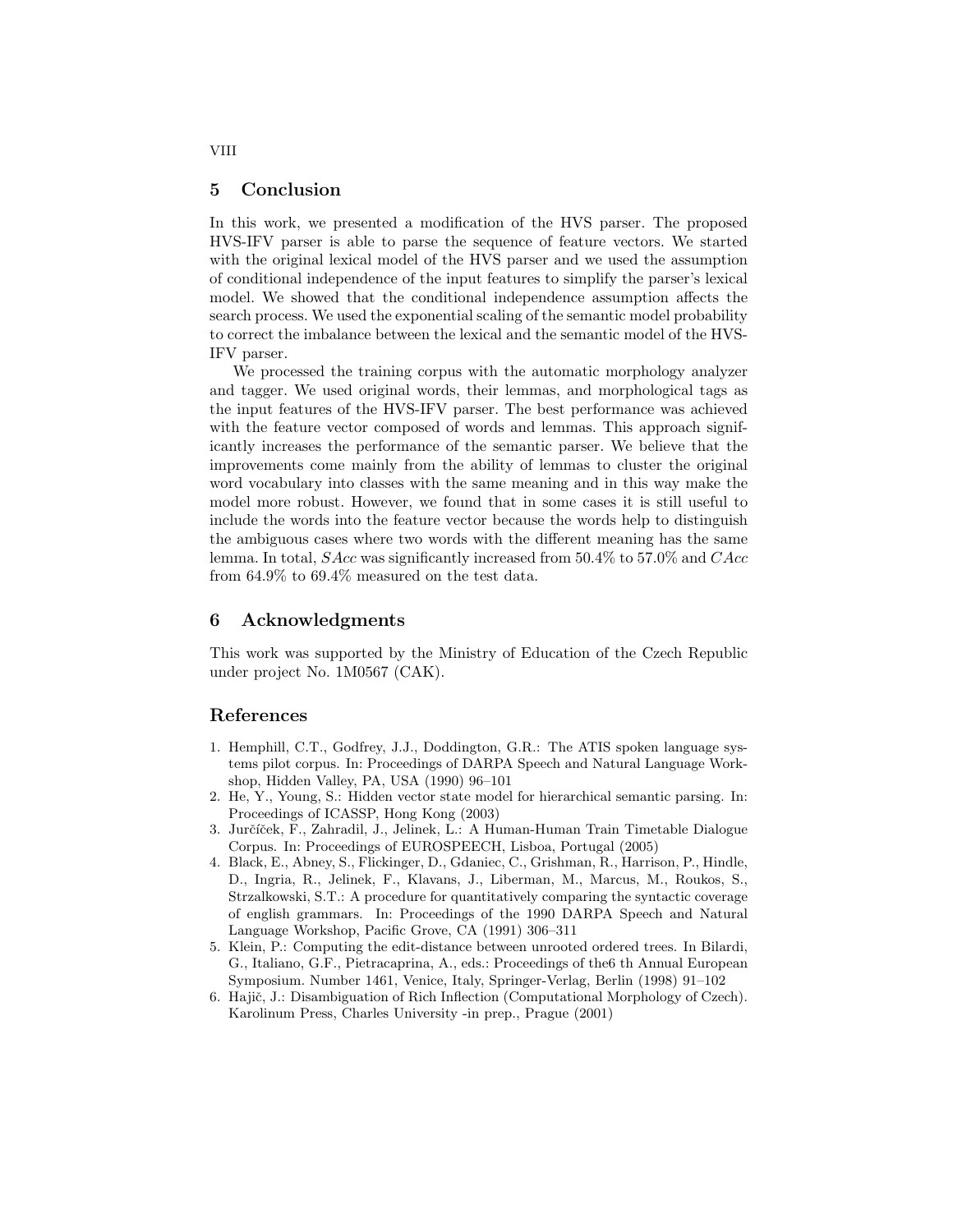## 5 Conclusion

In this work, we presented a modification of the HVS parser. The proposed HVS-IFV parser is able to parse the sequence of feature vectors. We started with the original lexical model of the HVS parser and we used the assumption of conditional independence of the input features to simplify the parser's lexical model. We showed that the conditional independence assumption affects the search process. We used the exponential scaling of the semantic model probability to correct the imbalance between the lexical and the semantic model of the HVS-IFV parser.

We processed the training corpus with the automatic morphology analyzer and tagger. We used original words, their lemmas, and morphological tags as the input features of the HVS-IFV parser. The best performance was achieved with the feature vector composed of words and lemmas. This approach significantly increases the performance of the semantic parser. We believe that the improvements come mainly from the ability of lemmas to cluster the original word vocabulary into classes with the same meaning and in this way make the model more robust. However, we found that in some cases it is still useful to include the words into the feature vector because the words help to distinguish the ambiguous cases where two words with the different meaning has the same lemma. In total, $SAcc$ was significantly increased from 50.4% to 57.0% and $CAcc$ from 64.9% to 69.4% measured on the test data.

## 6 Acknowledgments

This work was supported by the Ministry of Education of the Czech Republic under project No. 1M0567 (CAK).

## References

1. Hemphill, C.T., Godfrey, J.J., Doddington, G.R.: The ATIS spoken language systems pilot corpus. In: Proceedings of DARPA Speech and Natural Language Workshop, Hidden Valley, PA, USA (1990) 96–101
2. He, Y., Young, S.: Hidden vector state model for hierarchical semantic parsing. In: Proceedings of ICASSP, Hong Kong (2003)
3. Jurčíček, F., Zahradil, J., Jelinek, L.: A Human-Human Train Timetable Dialogue Corpus. In: Proceedings of EUROSPEECH, Lisboa, Portugal (2005)
4. Black, E., Abney, S., Flickinger, D., Gdaniec, C., Grishman, R., Harrison, P., Hindle, D., Ingria, R., Jelinek, F., Klavans, J., Liberman, M., Marcus, M., Roukos, S., Strzalkowski, S.T.: A procedure for quantitatively comparing the syntactic coverage of english grammars. In: Proceedings of the 1990 DARPA Speech and Natural Language Workshop, Pacific Grove, CA (1991) 306–311
5. Klein, P.: Computing the edit-distance between unrooted ordered trees. In Bilardi, G., Italiano, G.F., Pietracaprina, A., eds.: Proceedings of the6 th Annual European Symposium. Number 1461, Venice, Italy, Springer-Verlag, Berlin (1998) 91–102
6. Hajič, J.: Disambiguation of Rich Inflection (Computational Morphology of Czech). Karolinum Press, Charles University -in prep., Prague (2001)